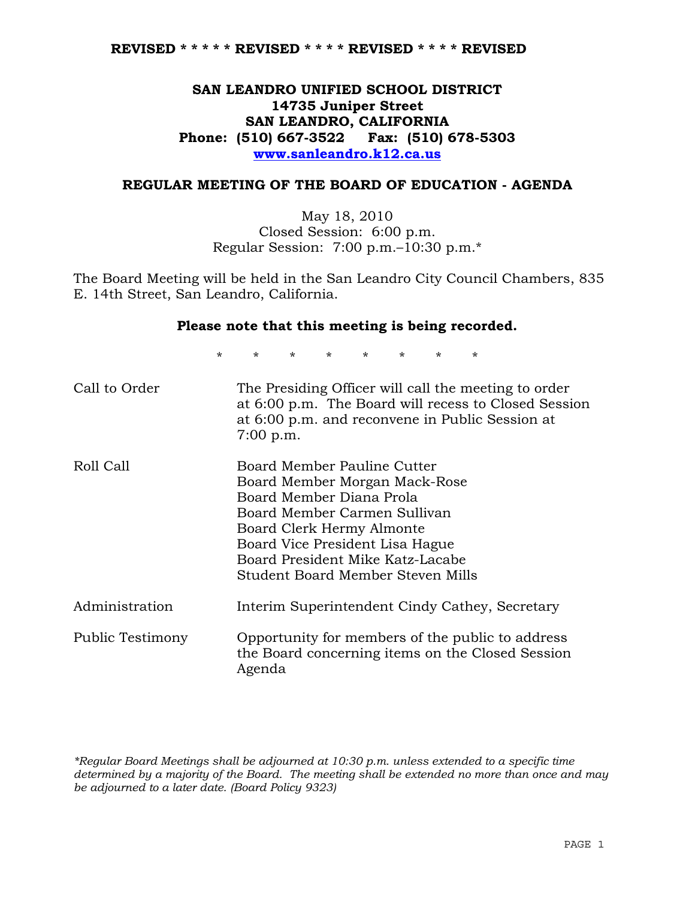**REVISED * * * * * REVISED * * * * REVISED * * * * REVISED**

# SAN LEANDRO UNIFIED SCHOOL DISTRICT
**14735 Juniper Street**
**SAN LEANDRO, CALIFORNIA**
**Phone: (510) 667-3522 Fax: (510) 678-5303**
**www.sanleandro.k12.ca.us**

## REGULAR MEETING OF THE BOARD OF EDUCATION - AGENDA

May 18, 2010
Closed Session: 6:00 p.m.
Regular Session: 7:00 p.m.–10:30 p.m.*

The Board Meeting will be held in the San Leandro City Council Chambers, 835 E. 14th Street, San Leandro, California.

**Please note that this meeting is being recorded.**

\* \* \* \* \* \* \* \*

| | |
|---|---|
| Call to Order | The Presiding Officer will call the meeting to order at 6:00 p.m. The Board will recess to Closed Session at 6:00 p.m. and reconvene in Public Session at 7:00 p.m. |
| Roll Call | Board Member Pauline Cutter<br>Board Member Morgan Mack-Rose<br>Board Member Diana Prola<br>Board Member Carmen Sullivan<br>Board Clerk Hermy Almonte<br>Board Vice President Lisa Hague<br>Board President Mike Katz-Lacabe<br>Student Board Member Steven Mills |
| Administration | Interim Superintendent Cindy Cathey, Secretary |
| Public Testimony | Opportunity for members of the public to address the Board concerning items on the Closed Session Agenda |

*\*Regular Board Meetings shall be adjourned at 10:30 p.m. unless extended to a specific time determined by a majority of the Board. The meeting shall be extended no more than once and may be adjourned to a later date. (Board Policy 9323)*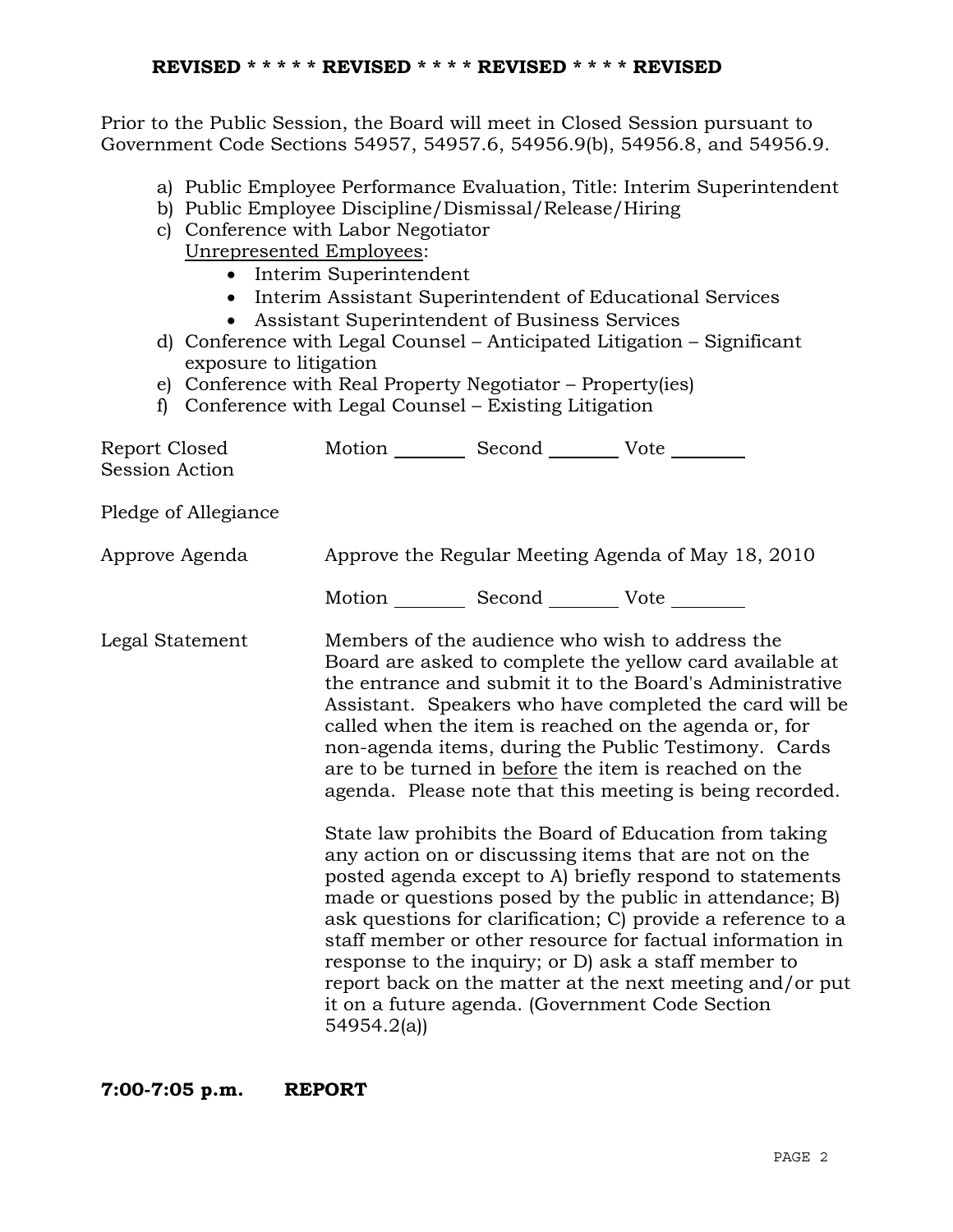**REVISED * * * * * REVISED * * * * REVISED * * * * REVISED**

Prior to the Public Session, the Board will meet in Closed Session pursuant to Government Code Sections 54957, 54957.6, 54956.9(b), 54956.8, and 54956.9.

a) Public Employee Performance Evaluation, Title: Interim Superintendent
b) Public Employee Discipline/Dismissal/Release/Hiring
c) Conference with Labor Negotiator
   Unrepresented Employees:
   - Interim Superintendent
   - Interim Assistant Superintendent of Educational Services
   - Assistant Superintendent of Business Services
d) Conference with Legal Counsel – Anticipated Litigation – Significant exposure to litigation
e) Conference with Real Property Negotiator – Property(ies)
f) Conference with Legal Counsel – Existing Litigation

Report Closed Session Action — Motion ________ Second ________ Vote ________

Pledge of Allegiance

Approve Agenda — Approve the Regular Meeting Agenda of May 18, 2010

Motion ________ Second ________ Vote ________

Legal Statement — Members of the audience who wish to address the Board are asked to complete the yellow card available at the entrance and submit it to the Board's Administrative Assistant. Speakers who have completed the card will be called when the item is reached on the agenda or, for non-agenda items, during the Public Testimony. Cards are to be turned in before the item is reached on the agenda. Please note that this meeting is being recorded.

State law prohibits the Board of Education from taking any action on or discussing items that are not on the posted agenda except to A) briefly respond to statements made or questions posed by the public in attendance; B) ask questions for clarification; C) provide a reference to a staff member or other resource for factual information in response to the inquiry; or D) ask a staff member to report back on the matter at the next meeting and/or put it on a future agenda. (Government Code Section 54954.2(a))

**7:00-7:05 p.m. REPORT**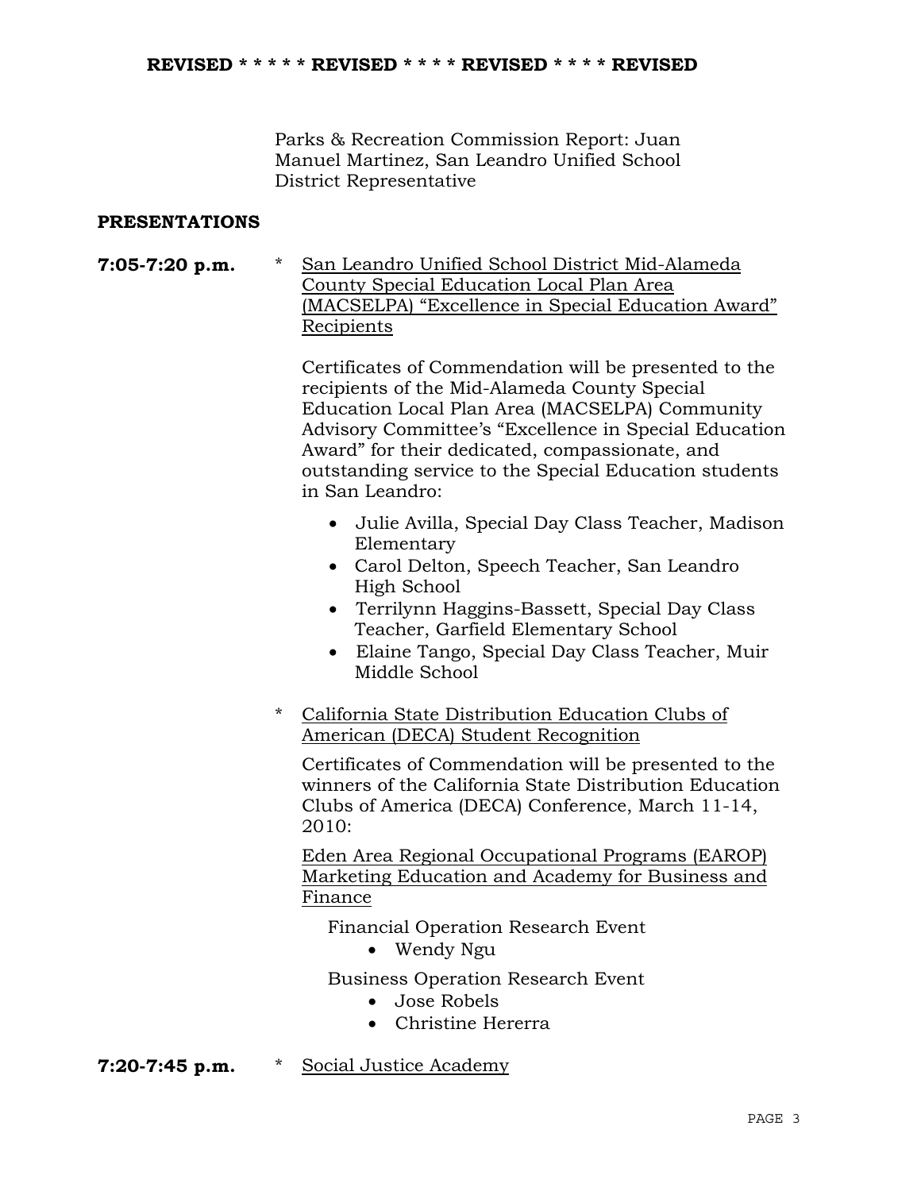**REVISED * * * * * REVISED * * * * REVISED * * * * REVISED**

Parks & Recreation Commission Report: Juan Manuel Martinez, San Leandro Unified School District Representative

**PRESENTATIONS**

**7:05-7:20 p.m.**

* <u>San Leandro Unified School District Mid-Alameda County Special Education Local Plan Area (MACSELPA) "Excellence in Special Education Award" Recipients</u>

  Certificates of Commendation will be presented to the recipients of the Mid-Alameda County Special Education Local Plan Area (MACSELPA) Community Advisory Committee's "Excellence in Special Education Award" for their dedicated, compassionate, and outstanding service to the Special Education students in San Leandro:

  - Julie Avilla, Special Day Class Teacher, Madison Elementary
  - Carol Delton, Speech Teacher, San Leandro High School
  - Terrilynn Haggins-Bassett, Special Day Class Teacher, Garfield Elementary School
  - Elaine Tango, Special Day Class Teacher, Muir Middle School

* <u>California State Distribution Education Clubs of American (DECA) Student Recognition</u>

  Certificates of Commendation will be presented to the winners of the California State Distribution Education Clubs of America (DECA) Conference, March 11-14, 2010:

  <u>Eden Area Regional Occupational Programs (EAROP) Marketing Education and Academy for Business and Finance</u>

  Financial Operation Research Event
  - Wendy Ngu

  Business Operation Research Event
  - Jose Robels
  - Christine Hererra

**7:20-7:45 p.m.**

* <u>Social Justice Academy</u>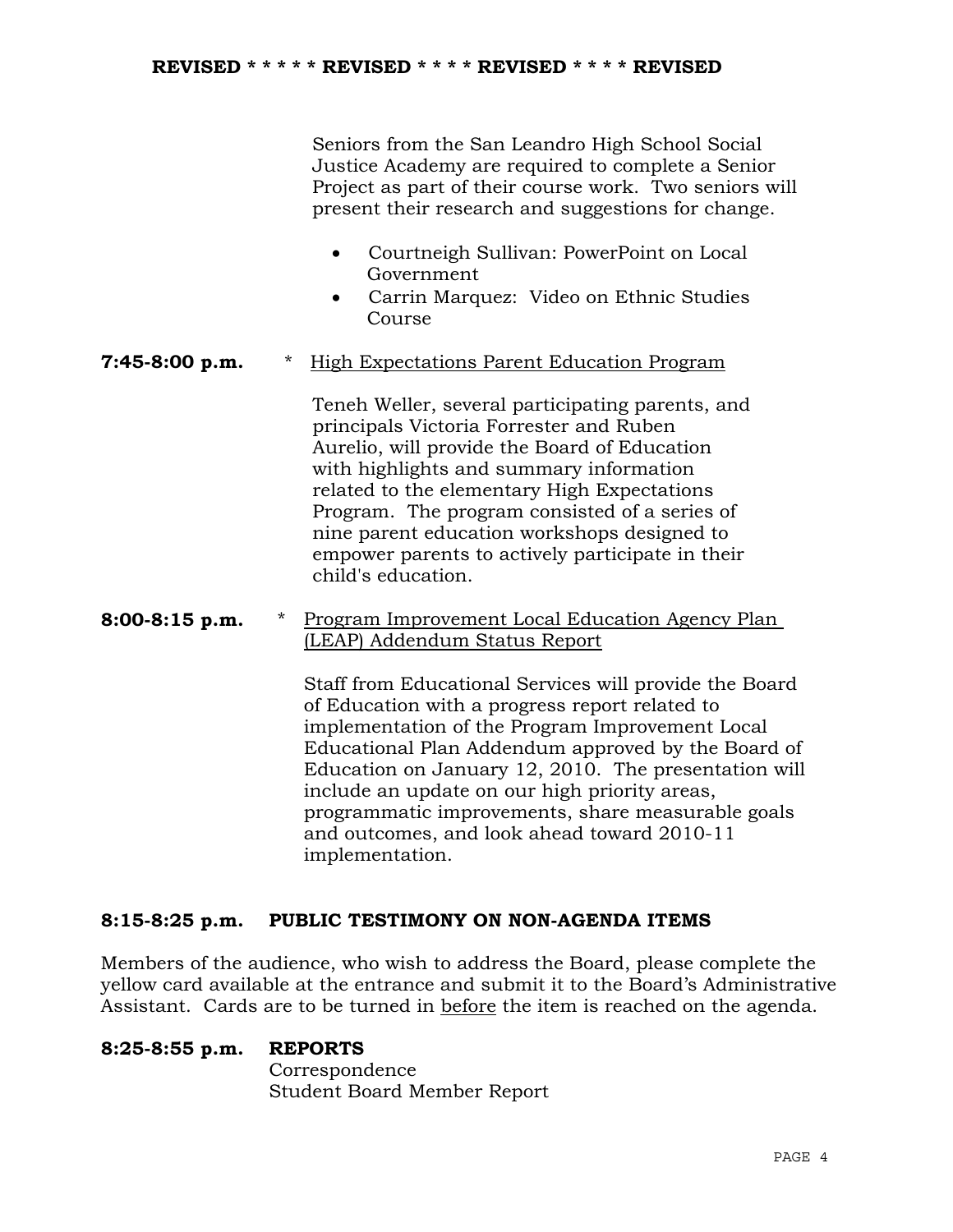**REVISED * * * * * REVISED * * * * REVISED * * * * REVISED**

Seniors from the San Leandro High School Social Justice Academy are required to complete a Senior Project as part of their course work. Two seniors will present their research and suggestions for change.

- Courtneigh Sullivan: PowerPoint on Local Government
- Carrin Marquez: Video on Ethnic Studies Course

**7:45-8:00 p.m.** * <u>High Expectations Parent Education Program</u>

Teneh Weller, several participating parents, and principals Victoria Forrester and Ruben Aurelio, will provide the Board of Education with highlights and summary information related to the elementary High Expectations Program. The program consisted of a series of nine parent education workshops designed to empower parents to actively participate in their child's education.

**8:00-8:15 p.m.** * <u>Program Improvement Local Education Agency Plan (LEAP) Addendum Status Report</u>

Staff from Educational Services will provide the Board of Education with a progress report related to implementation of the Program Improvement Local Educational Plan Addendum approved by the Board of Education on January 12, 2010. The presentation will include an update on our high priority areas, programmatic improvements, share measurable goals and outcomes, and look ahead toward 2010-11 implementation.

**8:15-8:25 p.m. PUBLIC TESTIMONY ON NON-AGENDA ITEMS**

Members of the audience, who wish to address the Board, please complete the yellow card available at the entrance and submit it to the Board's Administrative Assistant. Cards are to be turned in <u>before</u> the item is reached on the agenda.

**8:25-8:55 p.m. REPORTS**

Correspondence
Student Board Member Report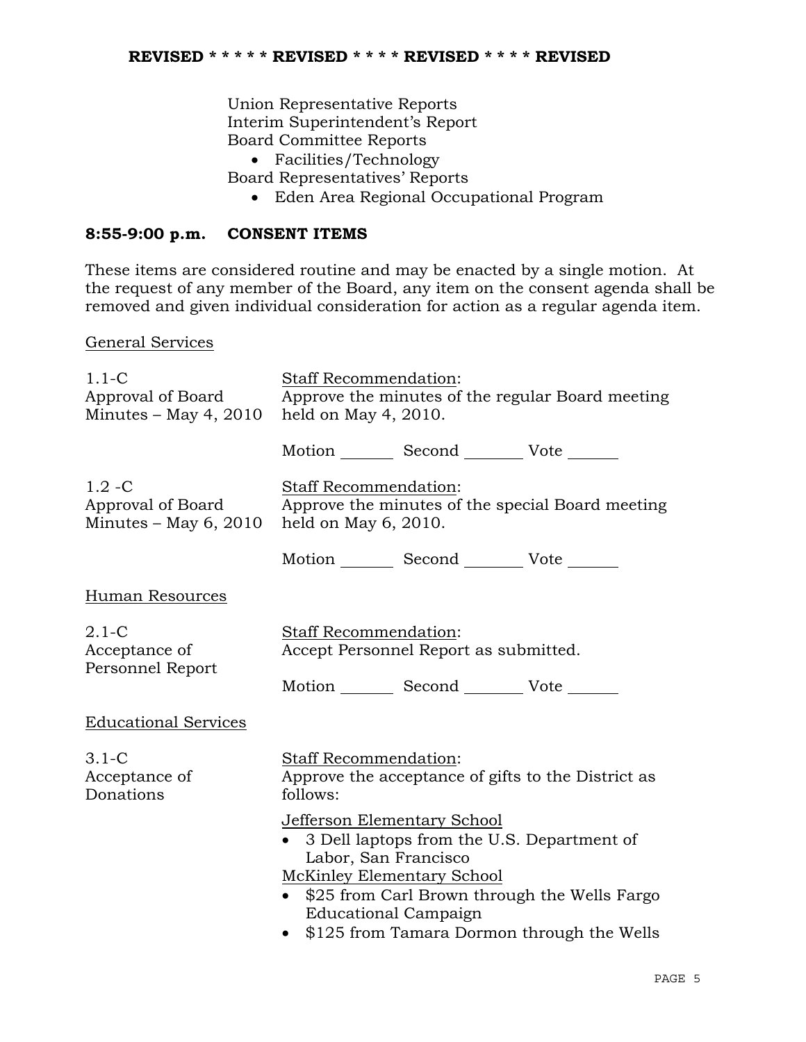**REVISED * * * * * REVISED * * * * REVISED * * * * REVISED**

Union Representative Reports
Interim Superintendent's Report
Board Committee Reports

- Facilities/Technology

Board Representatives' Reports

- Eden Area Regional Occupational Program

## 8:55-9:00 p.m. CONSENT ITEMS

These items are considered routine and may be enacted by a single motion. At the request of any member of the Board, any item on the consent agenda shall be removed and given individual consideration for action as a regular agenda item.

General Services

1.1-C
Approval of Board Minutes – May 4, 2010

Staff Recommendation:
Approve the minutes of the regular Board meeting held on May 4, 2010.

Motion _______ Second _______ Vote _______

1.2 -C
Approval of Board Minutes – May 6, 2010

Staff Recommendation:
Approve the minutes of the special Board meeting held on May 6, 2010.

Motion _______ Second _______ Vote _______

Human Resources

2.1-C
Acceptance of Personnel Report

Staff Recommendation:
Accept Personnel Report as submitted.

Motion _______ Second _______ Vote _______

Educational Services

3.1-C
Acceptance of Donations

Staff Recommendation:
Approve the acceptance of gifts to the District as follows:

Jefferson Elementary School

- 3 Dell laptops from the U.S. Department of Labor, San Francisco

McKinley Elementary School

- $25 from Carl Brown through the Wells Fargo Educational Campaign
- $125 from Tamara Dormon through the Wells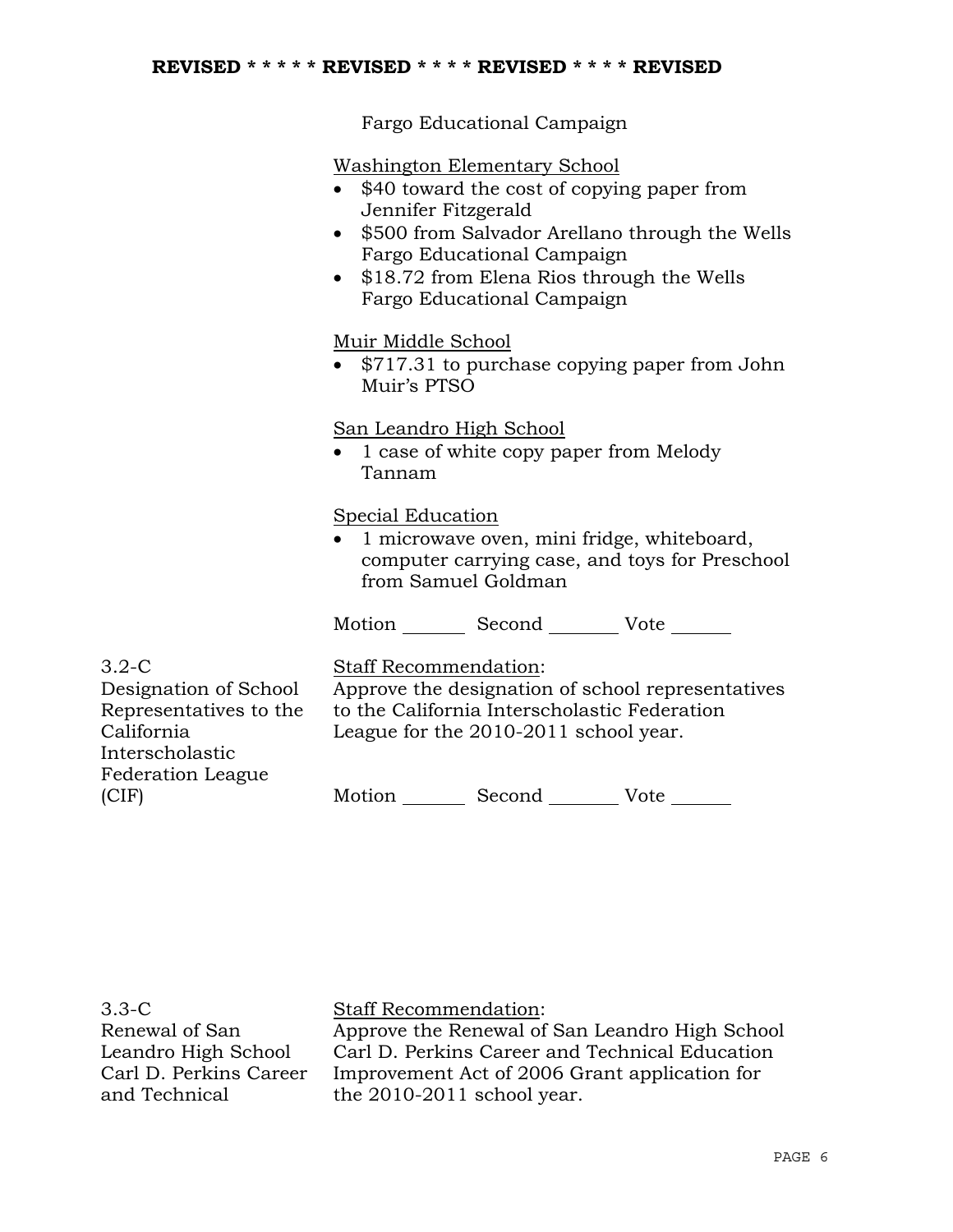**REVISED * * * * * REVISED * * * * REVISED * * * * REVISED**

Fargo Educational Campaign

Washington Elementary School

- $40 toward the cost of copying paper from Jennifer Fitzgerald
- $500 from Salvador Arellano through the Wells Fargo Educational Campaign
- $18.72 from Elena Rios through the Wells Fargo Educational Campaign

Muir Middle School

- $717.31 to purchase copying paper from John Muir's PTSO

San Leandro High School

- 1 case of white copy paper from Melody Tannam

Special Education

- 1 microwave oven, mini fridge, whiteboard, computer carrying case, and toys for Preschool from Samuel Goldman

Motion _______ Second _______ Vote _______

3.2-C
Designation of School Representatives to the California Interscholastic Federation League (CIF)

Staff Recommendation:
Approve the designation of school representatives to the California Interscholastic Federation League for the 2010-2011 school year.

Motion _______ Second _______ Vote _______

3.3-C
Renewal of San Leandro High School Carl D. Perkins Career and Technical

Staff Recommendation:
Approve the Renewal of San Leandro High School Carl D. Perkins Career and Technical Education Improvement Act of 2006 Grant application for the 2010-2011 school year.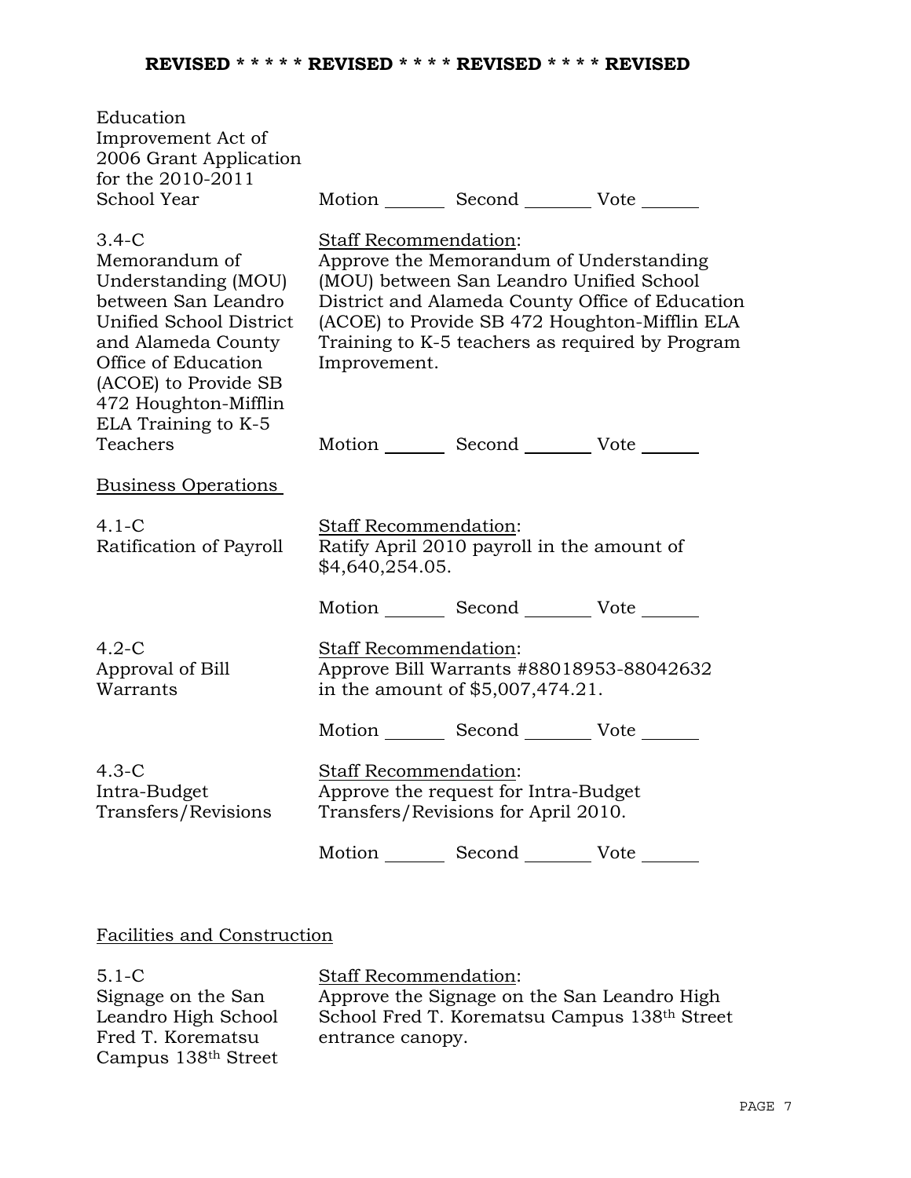**REVISED * * * * * REVISED * * * * REVISED * * * * REVISED**

Education Improvement Act of 2006 Grant Application for the 2010-2011 School Year

Motion _______ Second ________ Vote _______

3.4-C
Memorandum of Understanding (MOU) between San Leandro Unified School District and Alameda County Office of Education (ACOE) to Provide SB 472 Houghton-Mifflin ELA Training to K-5 Teachers

Staff Recommendation:
Approve the Memorandum of Understanding (MOU) between San Leandro Unified School District and Alameda County Office of Education (ACOE) to Provide SB 472 Houghton-Mifflin ELA Training to K-5 teachers as required by Program Improvement.

Motion _______ Second ________ Vote _______

Business Operations

4.1-C
Ratification of Payroll

Staff Recommendation:
Ratify April 2010 payroll in the amount of $4,640,254.05.

Motion _______ Second ________ Vote _______

4.2-C
Approval of Bill Warrants

Staff Recommendation:
Approve Bill Warrants #88018953-88042632 in the amount of $5,007,474.21.

Motion _______ Second ________ Vote _______

4.3-C
Intra-Budget Transfers/Revisions

Staff Recommendation:
Approve the request for Intra-Budget Transfers/Revisions for April 2010.

Motion _______ Second ________ Vote _______

Facilities and Construction

5.1-C
Signage on the San Leandro High School Fred T. Korematsu Campus 138th Street

Staff Recommendation:
Approve the Signage on the San Leandro High School Fred T. Korematsu Campus 138th Street entrance canopy.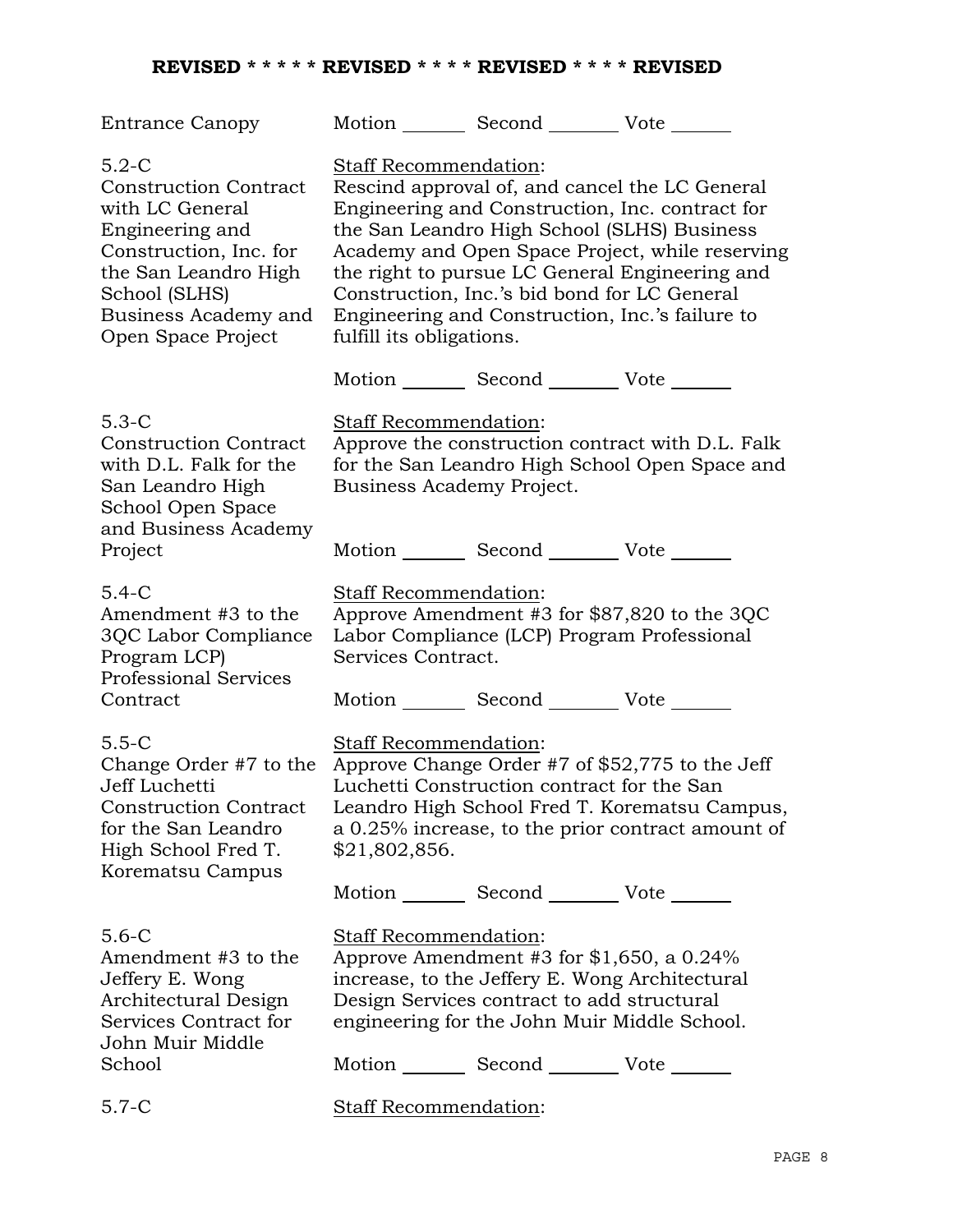**REVISED * * * * * REVISED * * * * REVISED * * * * REVISED**

Entrance Canopy — Motion _______ Second _______ Vote _______

5.2-C
Construction Contract with LC General Engineering and Construction, Inc. for the San Leandro High School (SLHS) Business Academy and Open Space Project

Staff Recommendation:
Rescind approval of, and cancel the LC General Engineering and Construction, Inc. contract for the San Leandro High School (SLHS) Business Academy and Open Space Project, while reserving the right to pursue LC General Engineering and Construction, Inc.'s bid bond for LC General Engineering and Construction, Inc.'s failure to fulfill its obligations.

Motion _______ Second _______ Vote _______

5.3-C
Construction Contract with D.L. Falk for the San Leandro High School Open Space and Business Academy Project

Staff Recommendation:
Approve the construction contract with D.L. Falk for the San Leandro High School Open Space and Business Academy Project.

Motion _______ Second _______ Vote _______

5.4-C
Amendment #3 to the 3QC Labor Compliance Program LCP) Professional Services Contract

Staff Recommendation:
Approve Amendment #3 for $87,820 to the 3QC Labor Compliance (LCP) Program Professional Services Contract.

Motion _______ Second _______ Vote _______

5.5-C
Change Order #7 to the Jeff Luchetti Construction Contract for the San Leandro High School Fred T. Korematsu Campus

Staff Recommendation:
Approve Change Order #7 of $52,775 to the Jeff Luchetti Construction contract for the San Leandro High School Fred T. Korematsu Campus, a 0.25% increase, to the prior contract amount of $21,802,856.

Motion _______ Second _______ Vote _______

5.6-C
Amendment #3 to the Jeffery E. Wong Architectural Design Services Contract for John Muir Middle School

Staff Recommendation:
Approve Amendment #3 for $1,650, a 0.24% increase, to the Jeffery E. Wong Architectural Design Services contract to add structural engineering for the John Muir Middle School.

Motion _______ Second _______ Vote _______

5.7-C

Staff Recommendation: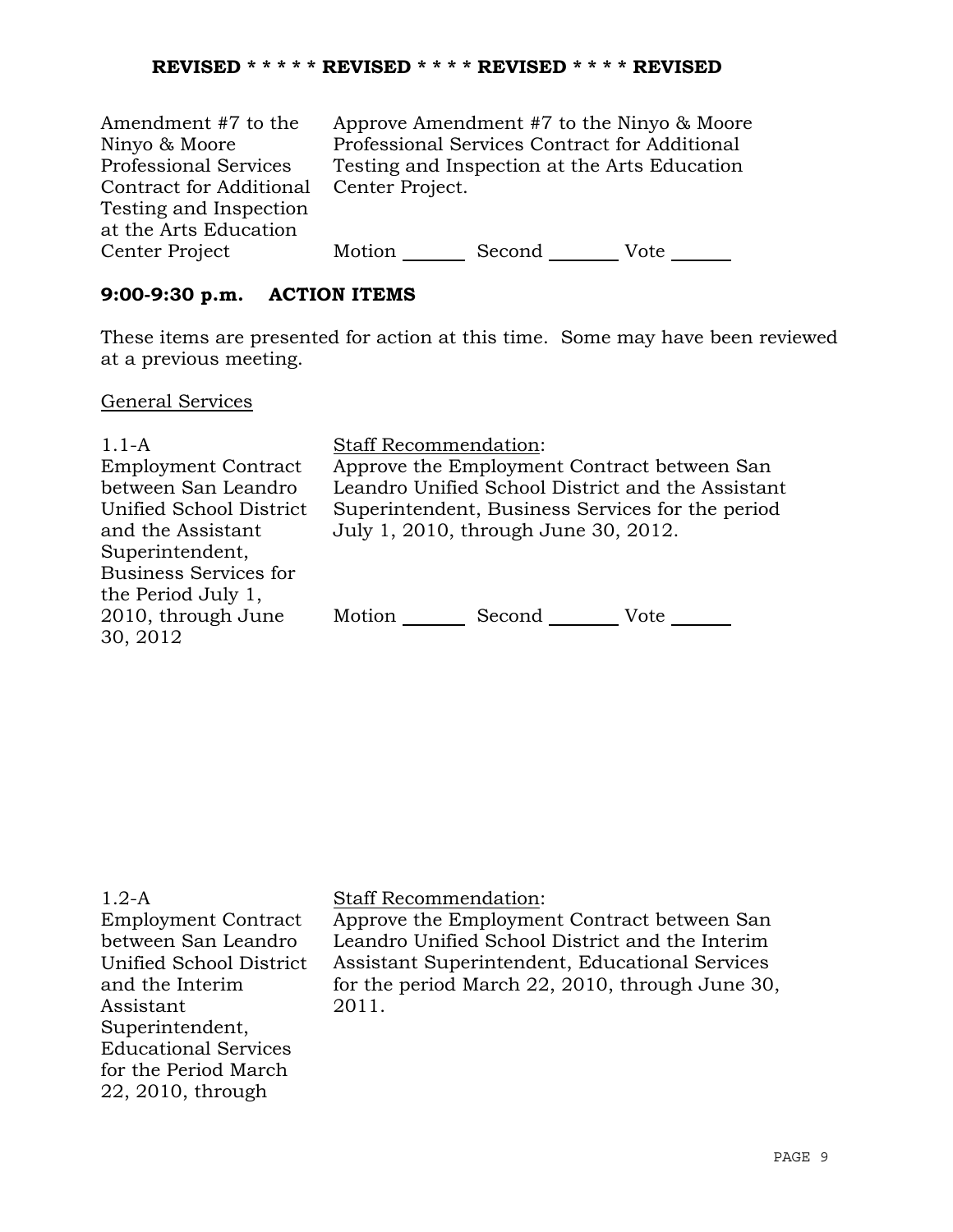**REVISED * * * * * REVISED * * * * REVISED * * * * REVISED**

| | |
|---|---|
| Amendment #7 to the Ninyo & Moore Professional Services Contract for Additional Testing and Inspection at the Arts Education Center Project | Approve Amendment #7 to the Ninyo & Moore Professional Services Contract for Additional Testing and Inspection at the Arts Education Center Project.<br><br>Motion ______ Second _______ Vote ______ |

## 9:00-9:30 p.m. ACTION ITEMS

These items are presented for action at this time. Some may have been reviewed at a previous meeting.

General Services

| | |
|---|---|
| 1.1-A<br>Employment Contract between San Leandro Unified School District and the Assistant Superintendent, Business Services for the Period July 1, 2010, through June 30, 2012 | Staff Recommendation:<br>Approve the Employment Contract between San Leandro Unified School District and the Assistant Superintendent, Business Services for the period July 1, 2010, through June 30, 2012.<br><br>Motion ______ Second _______ Vote ______ |

| | |
|---|---|
| 1.2-A<br>Employment Contract between San Leandro Unified School District and the Interim Assistant Superintendent, Educational Services for the Period March 22, 2010, through | Staff Recommendation:<br>Approve the Employment Contract between San Leandro Unified School District and the Interim Assistant Superintendent, Educational Services for the period March 22, 2010, through June 30, 2011. |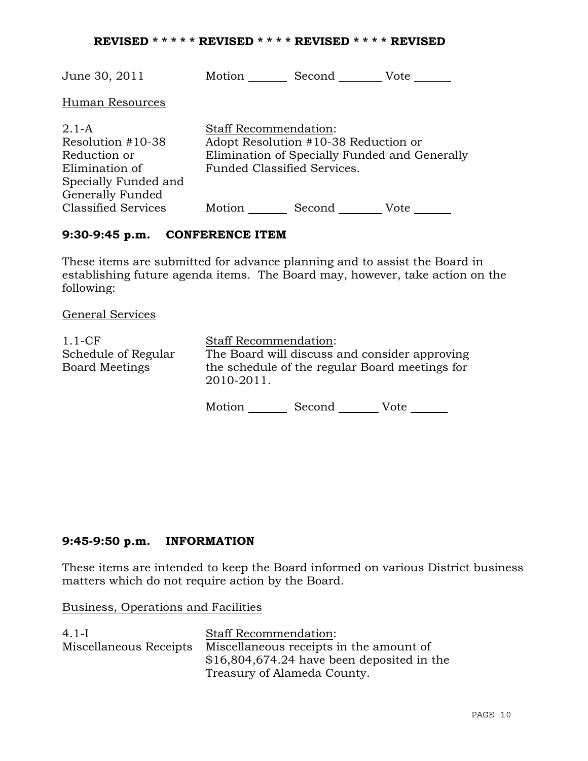**REVISED * * * * * REVISED * * * * REVISED * * * * REVISED**

June 30, 2011 Motion ______ Second ______ Vote ______

Human Resources

| | |
|---|---|
| 2.1-A<br>Resolution #10-38<br>Reduction or Elimination of Specially Funded and Generally Funded Classified Services | Staff Recommendation:<br>Adopt Resolution #10-38 Reduction or Elimination of Specially Funded and Generally Funded Classified Services.<br><br>Motion ______ Second ______ Vote ______ |

**9:30-9:45 p.m. CONFERENCE ITEM**

These items are submitted for advance planning and to assist the Board in establishing future agenda items. The Board may, however, take action on the following:

General Services

| | |
|---|---|
| 1.1-CF<br>Schedule of Regular Board Meetings | Staff Recommendation:<br>The Board will discuss and consider approving the schedule of the regular Board meetings for 2010-2011.<br><br>Motion ______ Second ______ Vote ______ |

**9:45-9:50 p.m. INFORMATION**

These items are intended to keep the Board informed on various District business matters which do not require action by the Board.

Business, Operations and Facilities

| | |
|---|---|
| 4.1-I<br>Miscellaneous Receipts | Staff Recommendation:<br>Miscellaneous receipts in the amount of $16,804,674.24 have been deposited in the Treasury of Alameda County. |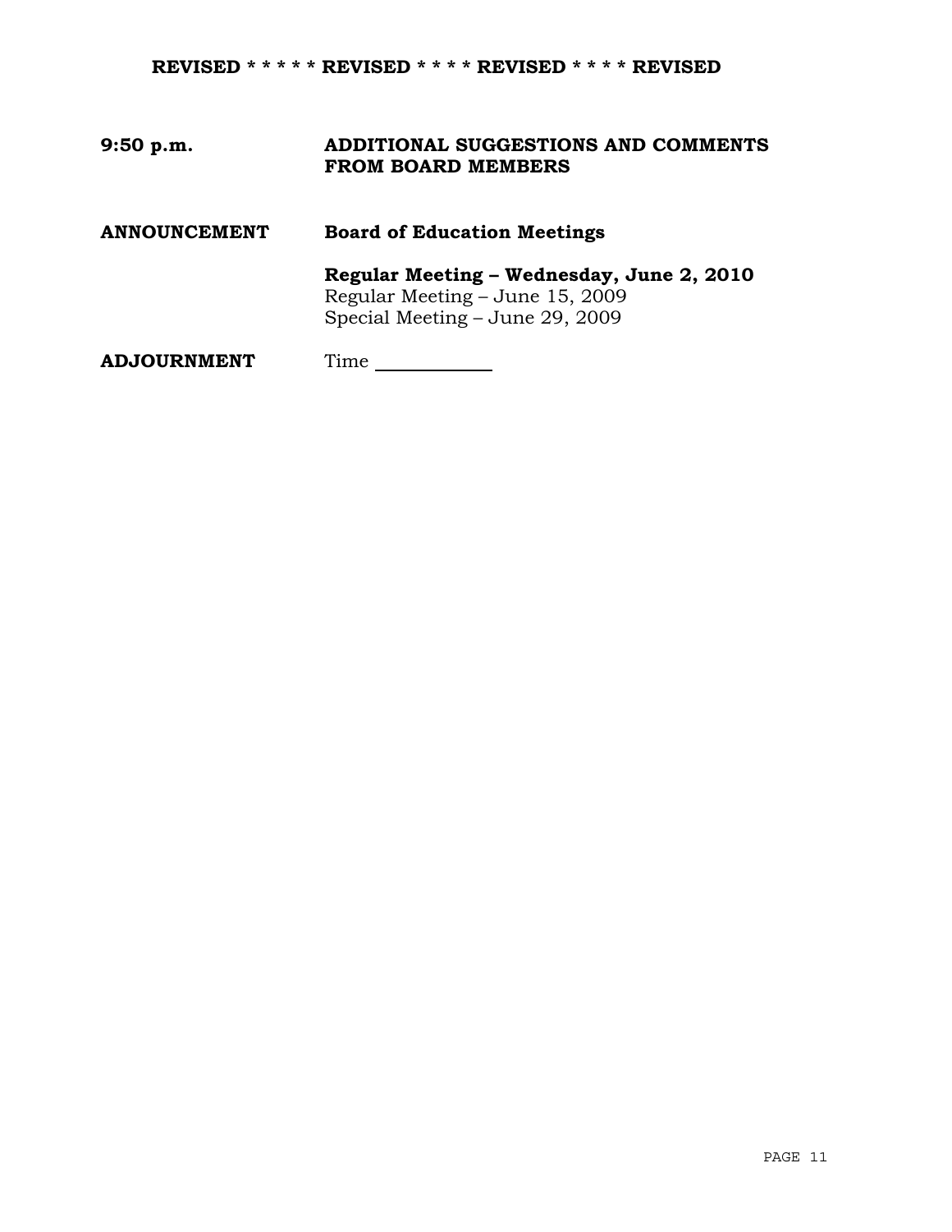**REVISED * * * * * REVISED * * * * REVISED * * * * REVISED**

**9:50 p.m.** **ADDITIONAL SUGGESTIONS AND COMMENTS FROM BOARD MEMBERS**

**ANNOUNCEMENT** **Board of Education Meetings**

**Regular Meeting – Wednesday, June 2, 2010**
Regular Meeting – June 15, 2009
Special Meeting – June 29, 2009

**ADJOURNMENT** Time ____________